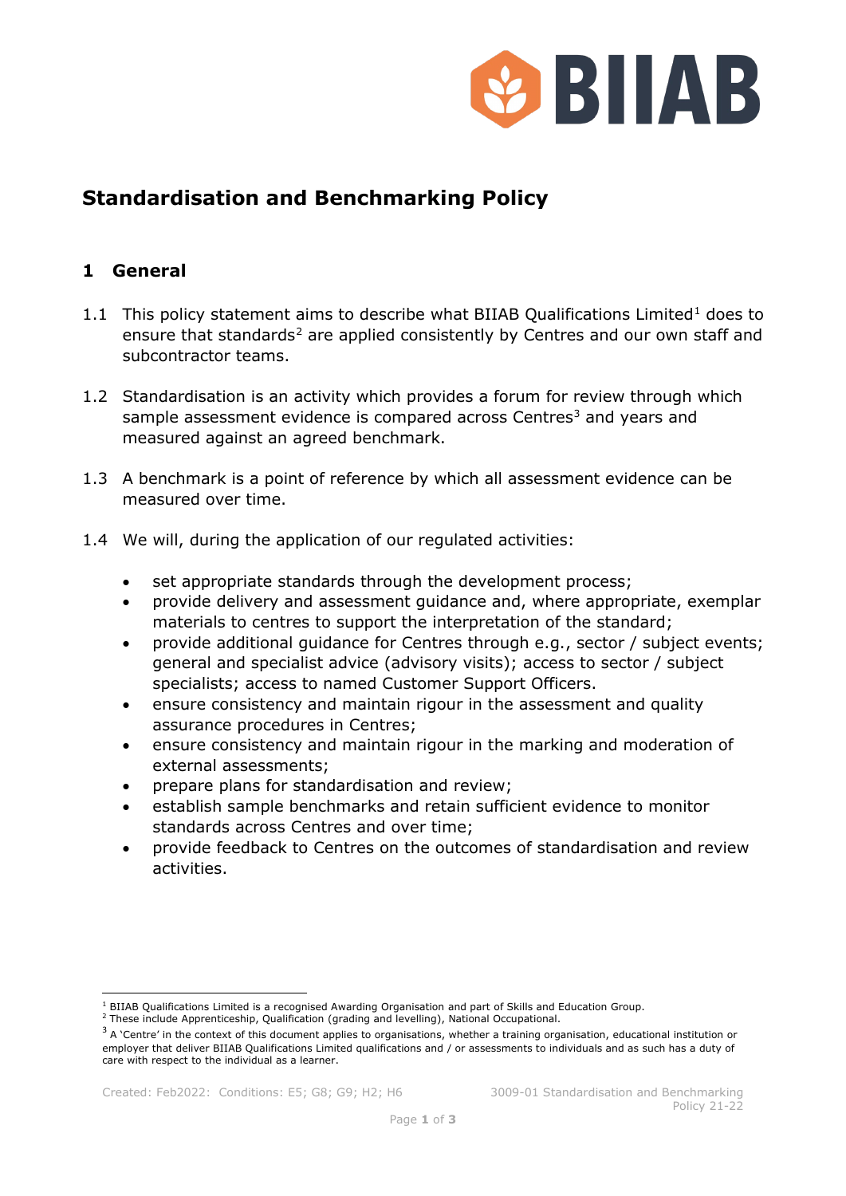# Standardisation and Benchmarking Policy

## 1 General

1.1 This policy statement aims to describe what BIIAB Qualifications Limited[1] does to ensure that standards[2] are applied consistently by Centres and our own staff and subcontractor teams.

1.2 Standardisation is an activity which provides a forum for review through which sample assessment evidence is compared across Centres[3] and years and measured against an agreed benchmark.

1.3 A benchmark is a point of reference by which all assessment evidence can be measured over time.

1.4 We will, during the application of our regulated activities:

- set appropriate standards through the development process;
- provide delivery and assessment guidance and, where appropriate, exemplar materials to centres to support the interpretation of the standard;
- provide additional guidance for Centres through e.g., sector / subject events; general and specialist advice (advisory visits); access to sector / subject specialists; access to named Customer Support Officers.
- ensure consistency and maintain rigour in the assessment and quality assurance procedures in Centres;
- ensure consistency and maintain rigour in the marking and moderation of external assessments;
- prepare plans for standardisation and review;
- establish sample benchmarks and retain sufficient evidence to monitor standards across Centres and over time;
- provide feedback to Centres on the outcomes of standardisation and review activities.

---

[1] BIIAB Qualifications Limited is a recognised Awarding Organisation and part of Skills and Education Group.

[2] These include Apprenticeship, Qualification (grading and levelling), National Occupational.

[3] A 'Centre' in the context of this document applies to organisations, whether a training organisation, educational institution or employer that deliver BIIAB Qualifications Limited qualifications and / or assessments to individuals and as such has a duty of care with respect to the individual as a learner.

Created: Feb2022: Conditions: E5; G8; G9; H2; H6

3009-01 Standardisation and Benchmarking Policy 21-22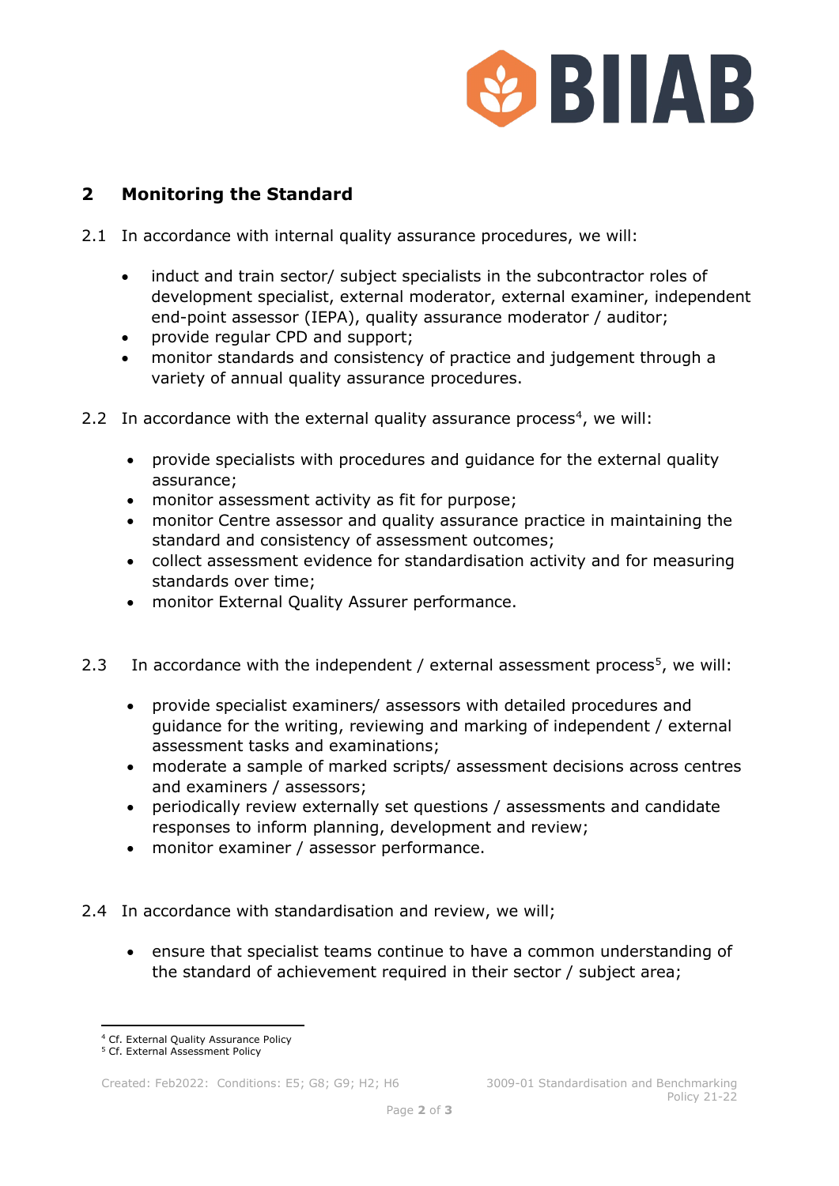## 2 Monitoring the Standard

2.1 In accordance with internal quality assurance procedures, we will:

- induct and train sector/ subject specialists in the subcontractor roles of development specialist, external moderator, external examiner, independent end-point assessor (IEPA), quality assurance moderator / auditor;
- provide regular CPD and support;
- monitor standards and consistency of practice and judgement through a variety of annual quality assurance procedures.

2.2 In accordance with the external quality assurance process[4], we will:

- provide specialists with procedures and guidance for the external quality assurance;
- monitor assessment activity as fit for purpose;
- monitor Centre assessor and quality assurance practice in maintaining the standard and consistency of assessment outcomes;
- collect assessment evidence for standardisation activity and for measuring standards over time;
- monitor External Quality Assurer performance.

2.3 In accordance with the independent / external assessment process[5], we will:

- provide specialist examiners/ assessors with detailed procedures and guidance for the writing, reviewing and marking of independent / external assessment tasks and examinations;
- moderate a sample of marked scripts/ assessment decisions across centres and examiners / assessors;
- periodically review externally set questions / assessments and candidate responses to inform planning, development and review;
- monitor examiner / assessor performance.

2.4 In accordance with standardisation and review, we will;

- ensure that specialist teams continue to have a common understanding of the standard of achievement required in their sector / subject area;

[4] Cf. External Quality Assurance Policy
[5] Cf. External Assessment Policy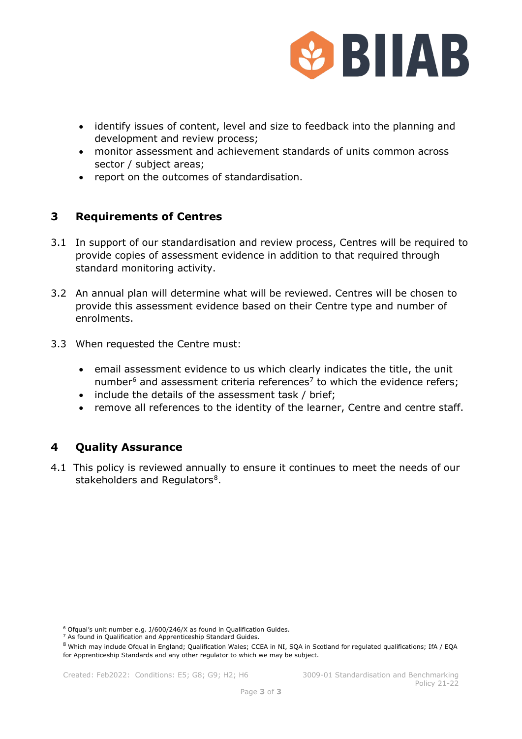- identify issues of content, level and size to feedback into the planning and development and review process;
- monitor assessment and achievement standards of units common across sector / subject areas;
- report on the outcomes of standardisation.

## 3 Requirements of Centres

3.1 In support of our standardisation and review process, Centres will be required to provide copies of assessment evidence in addition to that required through standard monitoring activity.

3.2 An annual plan will determine what will be reviewed. Centres will be chosen to provide this assessment evidence based on their Centre type and number of enrolments.

3.3 When requested the Centre must:

- email assessment evidence to us which clearly indicates the title, the unit number[6] and assessment criteria references[7] to which the evidence refers;
- include the details of the assessment task / brief;
- remove all references to the identity of the learner, Centre and centre staff.

## 4 Quality Assurance

4.1 This policy is reviewed annually to ensure it continues to meet the needs of our stakeholders and Regulators[8].

[6] Ofqual's unit number e.g. J/600/246/X as found in Qualification Guides.

[7] As found in Qualification and Apprenticeship Standard Guides.

[8] Which may include Ofqual in England; Qualification Wales; CCEA in NI, SQA in Scotland for regulated qualifications; IfA / EQA for Apprenticeship Standards and any other regulator to which we may be subject.